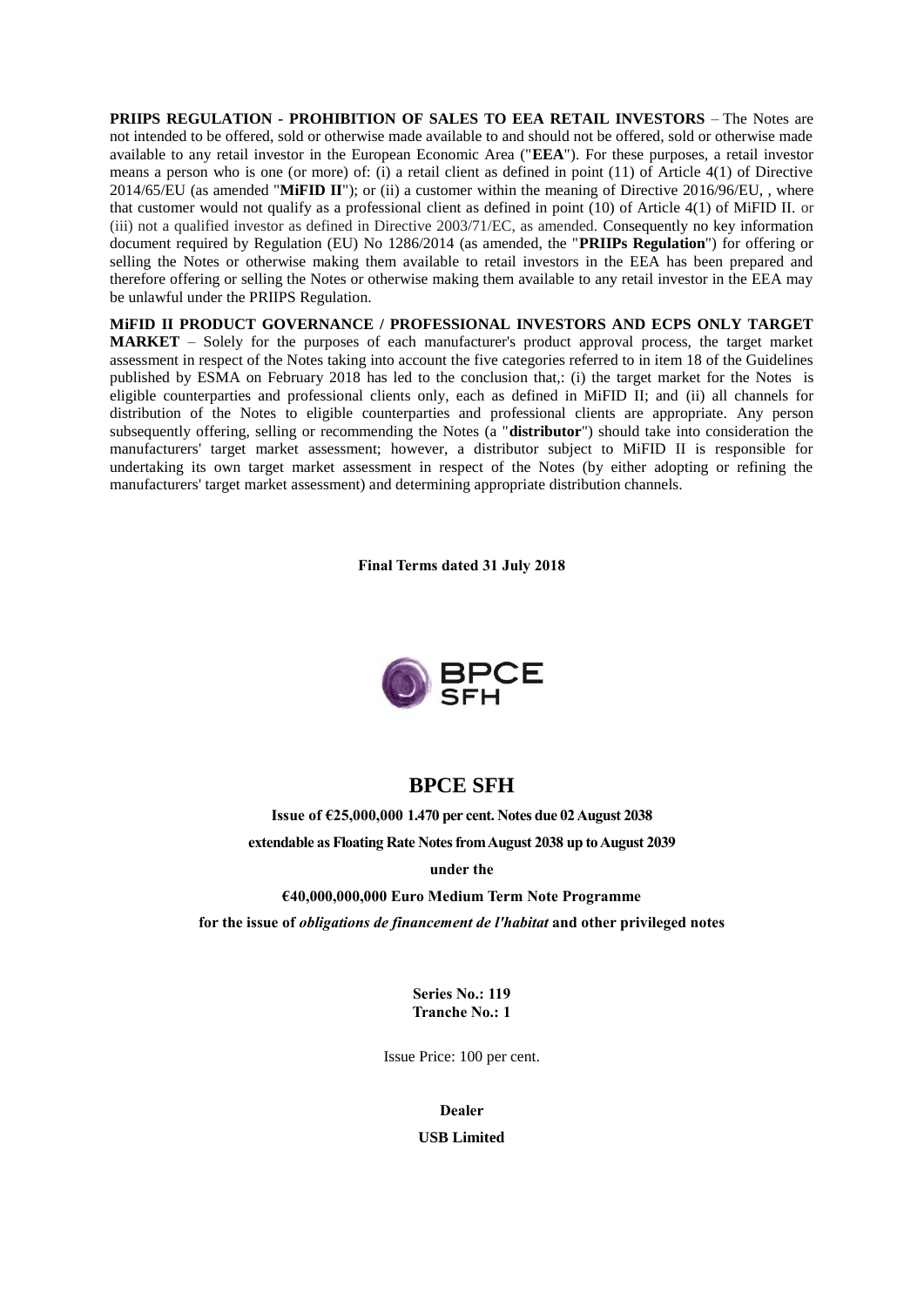**PRIIPS REGULATION - PROHIBITION OF SALES TO EEA RETAIL INVESTORS** – The Notes are not intended to be offered, sold or otherwise made available to and should not be offered, sold or otherwise made available to any retail investor in the European Economic Area ("**EEA**"). For these purposes, a retail investor means a person who is one (or more) of: (i) a retail client as defined in point (11) of Article 4(1) of Directive 2014/65/EU (as amended "**MiFID II**"); or (ii) a customer within the meaning of Directive 2016/96/EU, , where that customer would not qualify as a professional client as defined in point (10) of Article 4(1) of MiFID II. or (iii) not a qualified investor as defined in Directive 2003/71/EC, as amended. Consequently no key information document required by Regulation (EU) No 1286/2014 (as amended, the "**PRIIPs Regulation**") for offering or selling the Notes or otherwise making them available to retail investors in the EEA has been prepared and therefore offering or selling the Notes or otherwise making them available to any retail investor in the EEA may be unlawful under the PRIIPS Regulation.

**MiFID II PRODUCT GOVERNANCE / PROFESSIONAL INVESTORS AND ECPS ONLY TARGET MARKET** – Solely for the purposes of each manufacturer's product approval process, the target market assessment in respect of the Notes taking into account the five categories referred to in item 18 of the Guidelines published by ESMA on February 2018 has led to the conclusion that,: (i) the target market for the Notes is eligible counterparties and professional clients only, each as defined in MiFID II; and (ii) all channels for distribution of the Notes to eligible counterparties and professional clients are appropriate. Any person subsequently offering, selling or recommending the Notes (a "**distributor**") should take into consideration the manufacturers' target market assessment; however, a distributor subject to MiFID II is responsible for undertaking its own target market assessment in respect of the Notes (by either adopting or refining the manufacturers' target market assessment) and determining appropriate distribution channels.

**Final Terms dated 31 July 2018**

BPCE SFH

# BPCE SFH

**Issue of €25,000,000 1.470 per cent. Notes due 02 August 2038**

**extendable as Floating Rate Notes from August 2038 up to August 2039**

**under the**

**€40,000,000,000 Euro Medium Term Note Programme**

**for the issue of *obligations de financement de l'habitat* and other privileged notes**

**Series No.: 119**
**Tranche No.: 1**

Issue Price: 100 per cent.

**Dealer**

**USB Limited**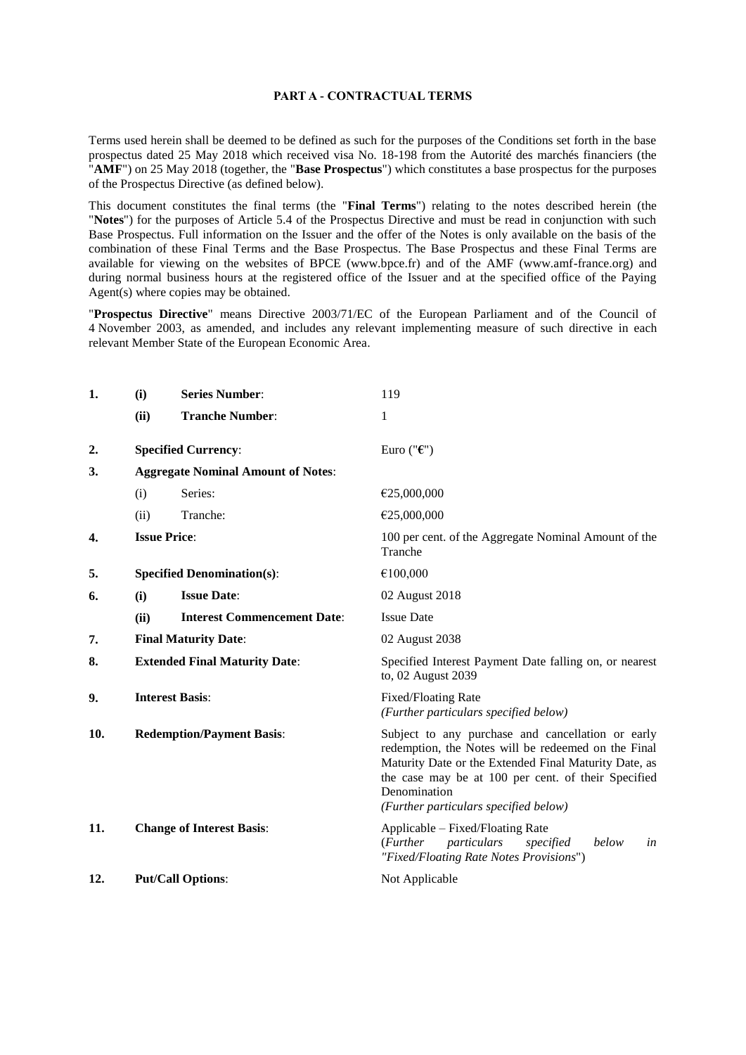## PART A - CONTRACTUAL TERMS

Terms used herein shall be deemed to be defined as such for the purposes of the Conditions set forth in the base prospectus dated 25 May 2018 which received visa No. 18-198 from the Autorité des marchés financiers (the "**AMF**") on 25 May 2018 (together, the "**Base Prospectus**") which constitutes a base prospectus for the purposes of the Prospectus Directive (as defined below).

This document constitutes the final terms (the "**Final Terms**") relating to the notes described herein (the "**Notes**") for the purposes of Article 5.4 of the Prospectus Directive and must be read in conjunction with such Base Prospectus. Full information on the Issuer and the offer of the Notes is only available on the basis of the combination of these Final Terms and the Base Prospectus. The Base Prospectus and these Final Terms are available for viewing on the websites of BPCE (www.bpce.fr) and of the AMF (www.amf-france.org) and during normal business hours at the registered office of the Issuer and at the specified office of the Paying Agent(s) where copies may be obtained.

"**Prospectus Directive**" means Directive 2003/71/EC of the European Parliament and of the Council of 4 November 2003, as amended, and includes any relevant implementing measure of such directive in each relevant Member State of the European Economic Area.

| | | | |
|---|---|---|---|
| **1.** | **(i)** | **Series Number**: | 119 |
| | **(ii)** | **Tranche Number**: | 1 |
| **2.** | | **Specified Currency**: | Euro ("**€**") |
| **3.** | | **Aggregate Nominal Amount of Notes**: | |
| | (i) | Series: | €25,000,000 |
| | (ii) | Tranche: | €25,000,000 |
| **4.** | | **Issue Price**: | 100 per cent. of the Aggregate Nominal Amount of the Tranche |
| **5.** | | **Specified Denomination(s)**: | €100,000 |
| **6.** | **(i)** | **Issue Date**: | 02 August 2018 |
| | **(ii)** | **Interest Commencement Date**: | Issue Date |
| **7.** | | **Final Maturity Date**: | 02 August 2038 |
| **8.** | | **Extended Final Maturity Date**: | Specified Interest Payment Date falling on, or nearest to, 02 August 2039 |
| **9.** | | **Interest Basis**: | Fixed/Floating Rate<br>*(Further particulars specified below)* |
| **10.** | | **Redemption/Payment Basis**: | Subject to any purchase and cancellation or early redemption, the Notes will be redeemed on the Final Maturity Date or the Extended Final Maturity Date, as the case may be at 100 per cent. of their Specified Denomination<br>*(Further particulars specified below)* |
| **11.** | | **Change of Interest Basis**: | Applicable – Fixed/Floating Rate<br>(*Further particulars specified below in "Fixed/Floating Rate Notes Provisions*") |
| **12.** | | **Put/Call Options**: | Not Applicable |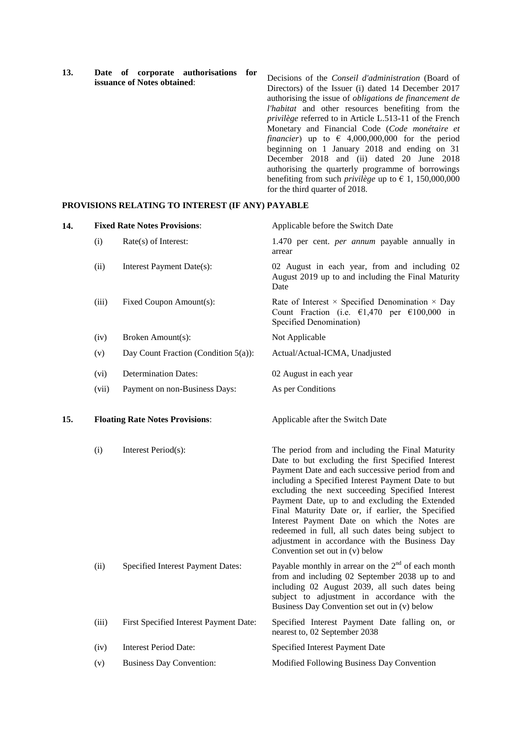| | | |
|---|---|---|
| **13.** | **Date of corporate authorisations for issuance of Notes obtained**: | Decisions of the *Conseil d'administration* (Board of Directors) of the Issuer (i) dated 14 December 2017 authorising the issue of *obligations de financement de l'habitat* and other resources benefiting from the *privilège* referred to in Article L.513-11 of the French Monetary and Financial Code (*Code monétaire et financier*) up to € 4,000,000,000 for the period beginning on 1 January 2018 and ending on 31 December 2018 and (ii) dated 20 June 2018 authorising the quarterly programme of borrowings benefiting from such *privilège* up to € 1, 150,000,000 for the third quarter of 2018. |

## PROVISIONS RELATING TO INTEREST (IF ANY) PAYABLE

| | | | |
|---|---|---|---|
| **14.** | **Fixed Rate Notes Provisions**: | | Applicable before the Switch Date |
| | (i) | Rate(s) of Interest: | 1.470 per cent. *per annum* payable annually in arrear |
| | (ii) | Interest Payment Date(s): | 02 August in each year, from and including 02 August 2019 up to and including the Final Maturity Date |
| | (iii) | Fixed Coupon Amount(s): | Rate of Interest × Specified Denomination × Day Count Fraction (i.e. €1,470 per €100,000 in Specified Denomination) |
| | (iv) | Broken Amount(s): | Not Applicable |
| | (v) | Day Count Fraction (Condition 5(a)): | Actual/Actual-ICMA, Unadjusted |
| | (vi) | Determination Dates: | 02 August in each year |
| | (vii) | Payment on non-Business Days: | As per Conditions |
| **15.** | **Floating Rate Notes Provisions**: | | Applicable after the Switch Date |
| | (i) | Interest Period(s): | The period from and including the Final Maturity Date to but excluding the first Specified Interest Payment Date and each successive period from and including a Specified Interest Payment Date to but excluding the next succeeding Specified Interest Payment Date, up to and excluding the Extended Final Maturity Date or, if earlier, the Specified Interest Payment Date on which the Notes are redeemed in full, all such dates being subject to adjustment in accordance with the Business Day Convention set out in (v) below |
| | (ii) | Specified Interest Payment Dates: | Payable monthly in arrear on the 2nd of each month from and including 02 September 2038 up to and including 02 August 2039, all such dates being subject to adjustment in accordance with the Business Day Convention set out in (v) below |
| | (iii) | First Specified Interest Payment Date: | Specified Interest Payment Date falling on, or nearest to, 02 September 2038 |
| | (iv) | Interest Period Date: | Specified Interest Payment Date |
| | (v) | Business Day Convention: | Modified Following Business Day Convention |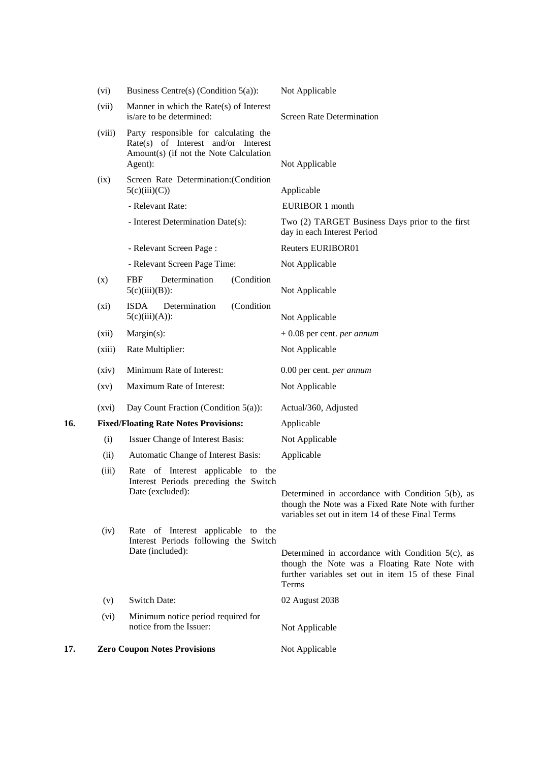| | | | |
|---|---|---|---|
| | (vi) | Business Centre(s) (Condition 5(a)): | Not Applicable |
| | (vii) | Manner in which the Rate(s) of Interest is/are to be determined: | Screen Rate Determination |
| | (viii) | Party responsible for calculating the Rate(s) of Interest and/or Interest Amount(s) (if not the Note Calculation Agent): | Not Applicable |
| | (ix) | Screen Rate Determination:(Condition 5(c)(iii)(C)) | Applicable |
| | | - Relevant Rate: | EURIBOR 1 month |
| | | - Interest Determination Date(s): | Two (2) TARGET Business Days prior to the first day in each Interest Period |
| | | - Relevant Screen Page : | Reuters EURIBOR01 |
| | | - Relevant Screen Page Time: | Not Applicable |
| | (x) | FBF Determination (Condition 5(c)(iii)(B)): | Not Applicable |
| | (xi) | ISDA Determination (Condition 5(c)(iii)(A)): | Not Applicable |
| | (xii) | Margin(s): | + 0.08 per cent. *per annum* |
| | (xiii) | Rate Multiplier: | Not Applicable |
| | (xiv) | Minimum Rate of Interest: | 0.00 per cent. *per annum* |
| | (xv) | Maximum Rate of Interest: | Not Applicable |
| | (xvi) | Day Count Fraction (Condition 5(a)): | Actual/360, Adjusted |
| **16.** | **Fixed/Floating Rate Notes Provisions:** | | Applicable |
| | (i) | Issuer Change of Interest Basis: | Not Applicable |
| | (ii) | Automatic Change of Interest Basis: | Applicable |
| | (iii) | Rate of Interest applicable to the Interest Periods preceding the Switch Date (excluded): | Determined in accordance with Condition 5(b), as though the Note was a Fixed Rate Note with further variables set out in item 14 of these Final Terms |
| | (iv) | Rate of Interest applicable to the Interest Periods following the Switch Date (included): | Determined in accordance with Condition 5(c), as though the Note was a Floating Rate Note with further variables set out in item 15 of these Final Terms |
| | (v) | Switch Date: | 02 August 2038 |
| | (vi) | Minimum notice period required for notice from the Issuer: | Not Applicable |
| **17.** | **Zero Coupon Notes Provisions** | | Not Applicable |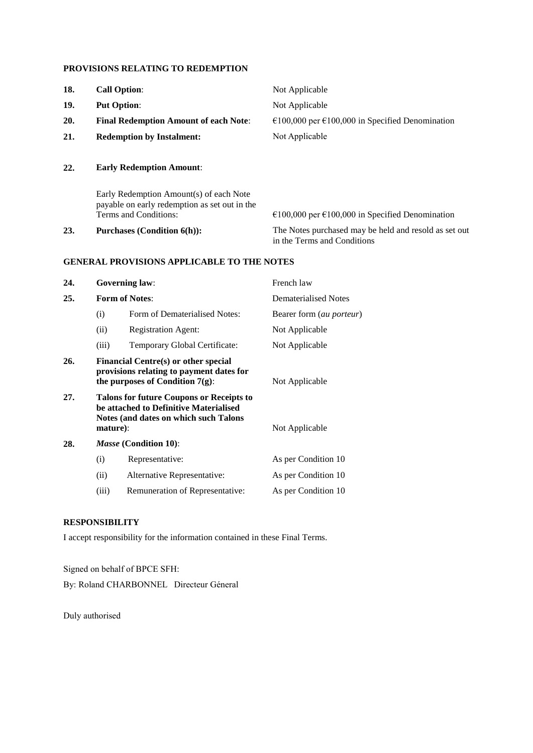**PROVISIONS RELATING TO REDEMPTION**

| | | |
|---|---|---|
| **18.** | **Call Option**: | Not Applicable |
| **19.** | **Put Option**: | Not Applicable |
| **20.** | **Final Redemption Amount of each Note**: | €100,000 per €100,000 in Specified Denomination |
| **21.** | **Redemption by Instalment:** | Not Applicable |
| **22.** | **Early Redemption Amount**: | |
| | Early Redemption Amount(s) of each Note payable on early redemption as set out in the Terms and Conditions: | €100,000 per €100,000 in Specified Denomination |
| **23.** | **Purchases (Condition 6(h)):** | The Notes purchased may be held and resold as set out in the Terms and Conditions |

**GENERAL PROVISIONS APPLICABLE TO THE NOTES**

| | | | |
|---|---|---|---|
| **24.** | **Governing law**: | | French law |
| **25.** | **Form of Notes**: | | Dematerialised Notes |
| | (i) | Form of Dematerialised Notes: | Bearer form (*au porteur*) |
| | (ii) | Registration Agent: | Not Applicable |
| | (iii) | Temporary Global Certificate: | Not Applicable |
| **26.** | **Financial Centre(s) or other special provisions relating to payment dates for the purposes of Condition 7(g)**: | | Not Applicable |
| **27.** | **Talons for future Coupons or Receipts to be attached to Definitive Materialised Notes (and dates on which such Talons mature)**: | | Not Applicable |
| **28.** | ***Masse* (Condition 10)**: | | |
| | (i) | Representative: | As per Condition 10 |
| | (ii) | Alternative Representative: | As per Condition 10 |
| | (iii) | Remuneration of Representative: | As per Condition 10 |

**RESPONSIBILITY**

I accept responsibility for the information contained in these Final Terms.

Signed on behalf of BPCE SFH:

By: Roland CHARBONNEL Directeur Géneral

Duly authorised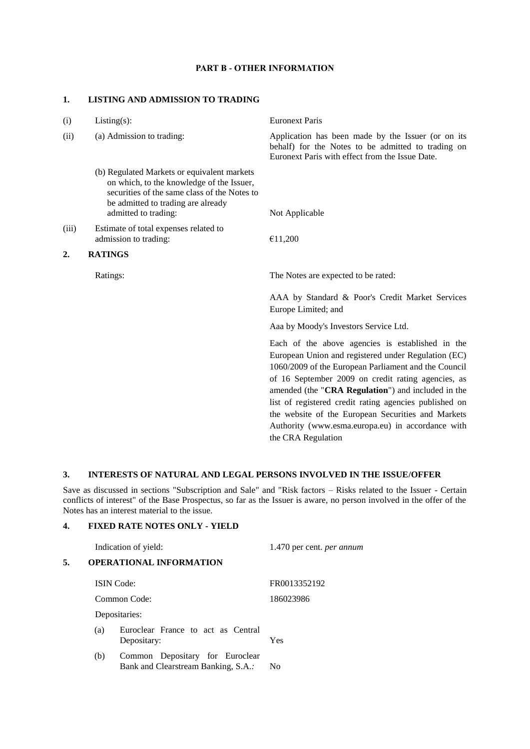## PART B - OTHER INFORMATION

### 1. LISTING AND ADMISSION TO TRADING

| | | |
|---|---|---|
| (i) | Listing(s): | Euronext Paris |
| (ii) | (a) Admission to trading: | Application has been made by the Issuer (or on its behalf) for the Notes to be admitted to trading on Euronext Paris with effect from the Issue Date. |
| | (b) Regulated Markets or equivalent markets on which, to the knowledge of the Issuer, securities of the same class of the Notes to be admitted to trading are already admitted to trading: | Not Applicable |
| (iii) | Estimate of total expenses related to admission to trading: | €11,200 |

### 2. RATINGS

| | |
|---|---|
| Ratings: | The Notes are expected to be rated:<br><br>AAA by Standard & Poor's Credit Market Services Europe Limited; and<br><br>Aaa by Moody's Investors Service Ltd.<br><br>Each of the above agencies is established in the European Union and registered under Regulation (EC) 1060/2009 of the European Parliament and the Council of 16 September 2009 on credit rating agencies, as amended (the "**CRA Regulation**") and included in the list of registered credit rating agencies published on the website of the European Securities and Markets Authority (www.esma.europa.eu) in accordance with the CRA Regulation |

### 3. INTERESTS OF NATURAL AND LEGAL PERSONS INVOLVED IN THE ISSUE/OFFER

Save as discussed in sections "Subscription and Sale" and "Risk factors – Risks related to the Issuer - Certain conflicts of interest" of the Base Prospectus, so far as the Issuer is aware, no person involved in the offer of the Notes has an interest material to the issue.

### 4. FIXED RATE NOTES ONLY - YIELD

| | |
|---|---|
| Indication of yield: | 1.470 per cent. *per annum* |

### 5. OPERATIONAL INFORMATION

| | | |
|---|---|---|
| ISIN Code: | | FR0013352192 |
| Common Code: | | 186023986 |
| Depositaries: | | |
| (a) | Euroclear France to act as Central Depositary: | Yes |
| (b) | Common Depositary for Euroclear Bank and Clearstream Banking, S.A.*:* | No |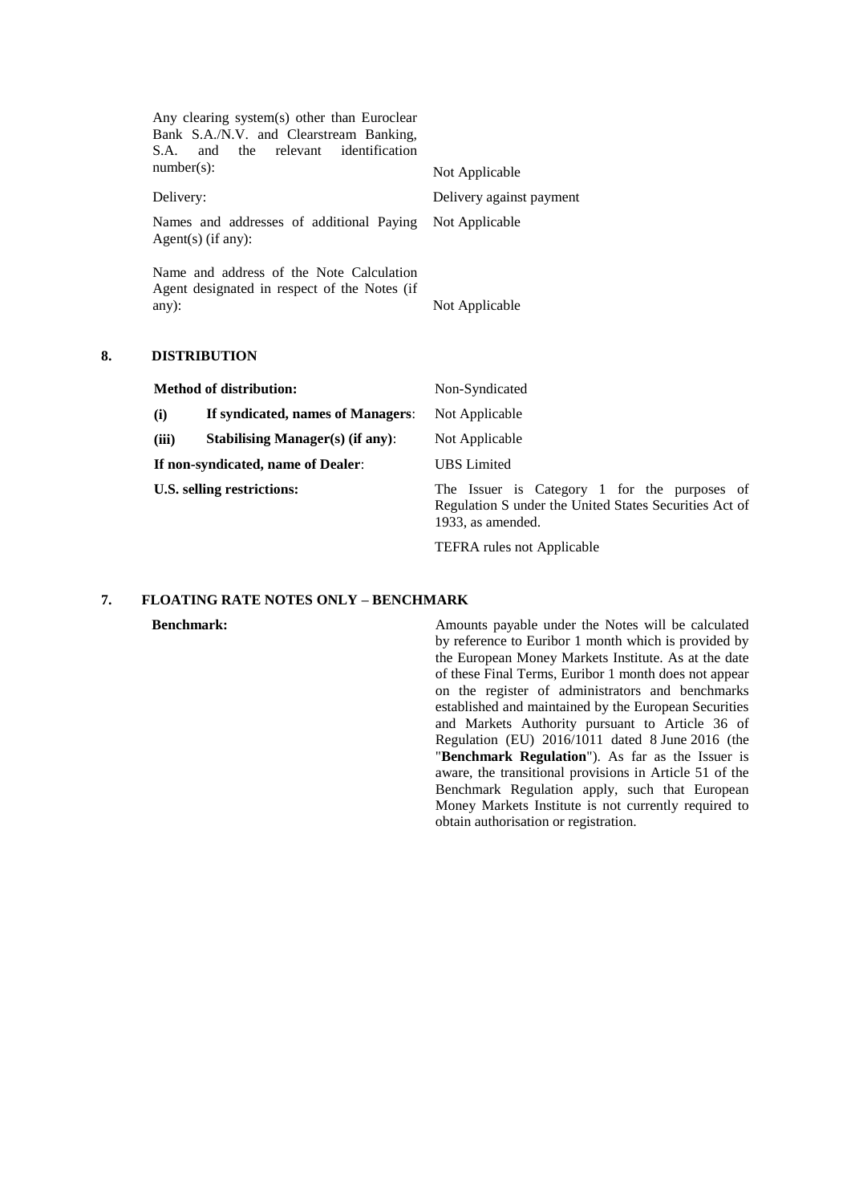| | |
|---|---|
| Any clearing system(s) other than Euroclear Bank S.A./N.V. and Clearstream Banking, S.A. and the relevant identification number(s): | Not Applicable |
| Delivery: | Delivery against payment |
| Names and addresses of additional Paying Agent(s) (if any): | Not Applicable |
| Name and address of the Note Calculation Agent designated in respect of the Notes (if any): | Not Applicable |

## 8. DISTRIBUTION

| | |
|---|---|
| **Method of distribution:** | Non-Syndicated |
| **(i) If syndicated, names of Managers**: | Not Applicable |
| **(iii) Stabilising Manager(s) (if any)**: | Not Applicable |
| **If non-syndicated, name of Dealer**: | UBS Limited |
| **U.S. selling restrictions:** | The Issuer is Category 1 for the purposes of Regulation S under the United States Securities Act of 1933, as amended.<br><br>TEFRA rules not Applicable |

## 7. FLOATING RATE NOTES ONLY – BENCHMARK

| | |
|---|---|
| **Benchmark:** | Amounts payable under the Notes will be calculated by reference to Euribor 1 month which is provided by the European Money Markets Institute. As at the date of these Final Terms, Euribor 1 month does not appear on the register of administrators and benchmarks established and maintained by the European Securities and Markets Authority pursuant to Article 36 of Regulation (EU) 2016/1011 dated 8 June 2016 (the "**Benchmark Regulation**"). As far as the Issuer is aware, the transitional provisions in Article 51 of the Benchmark Regulation apply, such that European Money Markets Institute is not currently required to obtain authorisation or registration. |